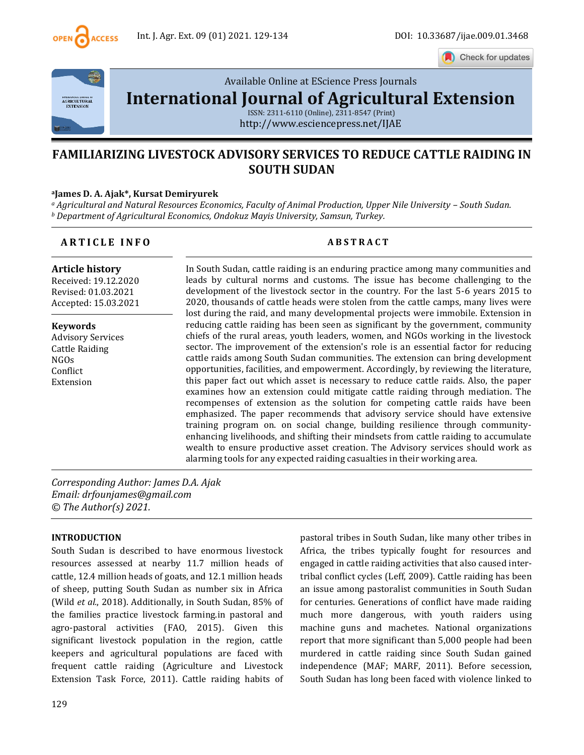Available Online at EScience Press Journals

# International Journal of Agricultural Extension

ISSN: 2311-6110 (Online), 2311-8547 (Print)
http://www.esciencepress.net/IJAE

# FAMILIARIZING LIVESTOCK ADVISORY SERVICES TO REDUCE CATTLE RAIDING IN SOUTH SUDAN

**[a]James D. A. Ajak\*, Kursat Demiryurek**

*[a] Agricultural and Natural Resources Economics, Faculty of Animal Production, Upper Nile University – South Sudan.*
*[b] Department of Agricultural Economics, Ondokuz Mayis University, Samsun, Turkey.*

## ARTICLE INFO

**Article history**
Received: 19.12.2020
Revised: 01.03.2021
Accepted: 15.03.2021

**Keywords**
Advisory Services
Cattle Raiding
NGOs
Conflict
Extension

## ABSTRACT

In South Sudan, cattle raiding is an enduring practice among many communities and leads by cultural norms and customs. The issue has become challenging to the development of the livestock sector in the country. For the last 5-6 years 2015 to 2020, thousands of cattle heads were stolen from the cattle camps, many lives were lost during the raid, and many developmental projects were immobile. Extension in reducing cattle raiding has been seen as significant by the government, community chiefs of the rural areas, youth leaders, women, and NGOs working in the livestock sector. The improvement of the extension's role is an essential factor for reducing cattle raids among South Sudan communities. The extension can bring development opportunities, facilities, and empowerment. Accordingly, by reviewing the literature, this paper fact out which asset is necessary to reduce cattle raids. Also, the paper examines how an extension could mitigate cattle raiding through mediation. The recompenses of extension as the solution for competing cattle raids have been emphasized. The paper recommends that advisory service should have extensive training program on. on social change, building resilience through community-enhancing livelihoods, and shifting their mindsets from cattle raiding to accumulate wealth to ensure productive asset creation. The Advisory services should work as alarming tools for any expected raiding casualties in their working area.

*Corresponding Author: James D.A. Ajak*
*Email: drfounjames@gmail.com*
*© The Author(s) 2021.*

## INTRODUCTION

South Sudan is described to have enormous livestock resources assessed at nearby 11.7 million heads of cattle, 12.4 million heads of goats, and 12.1 million heads of sheep, putting South Sudan as number six in Africa (Wild *et al.*, 2018). Additionally, in South Sudan, 85% of the families practice livestock farming.in pastoral and agro-pastoral activities (FAO, 2015). Given this significant livestock population in the region, cattle keepers and agricultural populations are faced with frequent cattle raiding (Agriculture and Livestock Extension Task Force, 2011). Cattle raiding habits of pastoral tribes in South Sudan, like many other tribes in Africa, the tribes typically fought for resources and engaged in cattle raiding activities that also caused inter-tribal conflict cycles (Leff, 2009). Cattle raiding has been an issue among pastoralist communities in South Sudan for centuries. Generations of conflict have made raiding much more dangerous, with youth raiders using machine guns and machetes. National organizations report that more significant than 5,000 people had been murdered in cattle raiding since South Sudan gained independence (MAF; MARF, 2011). Before secession, South Sudan has long been faced with violence linked to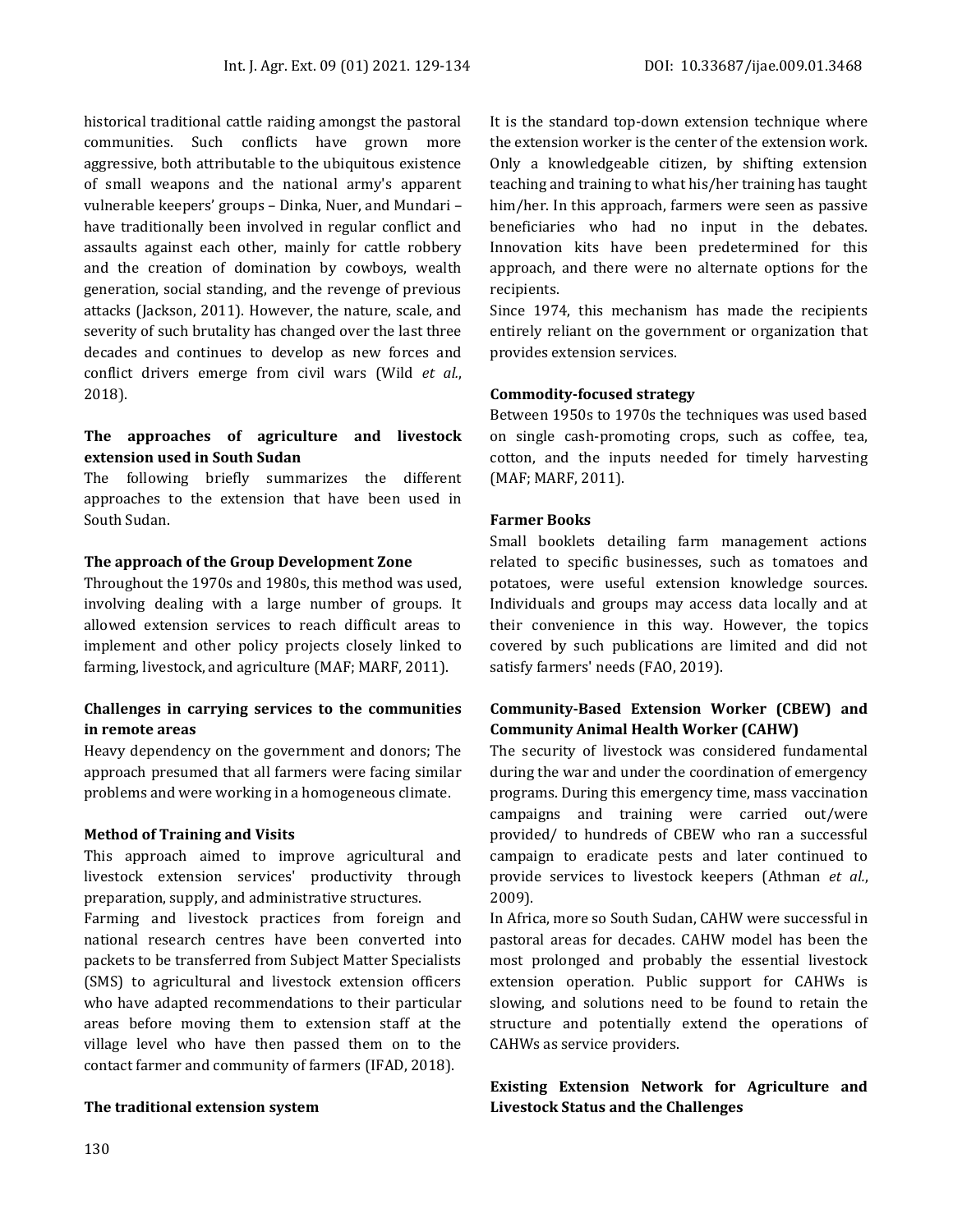historical traditional cattle raiding amongst the pastoral communities. Such conflicts have grown more aggressive, both attributable to the ubiquitous existence of small weapons and the national army's apparent vulnerable keepers' groups – Dinka, Nuer, and Mundari – have traditionally been involved in regular conflict and assaults against each other, mainly for cattle robbery and the creation of domination by cowboys, wealth generation, social standing, and the revenge of previous attacks (Jackson, 2011). However, the nature, scale, and severity of such brutality has changed over the last three decades and continues to develop as new forces and conflict drivers emerge from civil wars (Wild *et al.*, 2018).

**The approaches of agriculture and livestock extension used in South Sudan**

The following briefly summarizes the different approaches to the extension that have been used in South Sudan.

**The approach of the Group Development Zone**

Throughout the 1970s and 1980s, this method was used, involving dealing with a large number of groups. It allowed extension services to reach difficult areas to implement and other policy projects closely linked to farming, livestock, and agriculture (MAF; MARF, 2011).

**Challenges in carrying services to the communities in remote areas**

Heavy dependency on the government and donors; The approach presumed that all farmers were facing similar problems and were working in a homogeneous climate.

**Method of Training and Visits**

This approach aimed to improve agricultural and livestock extension services' productivity through preparation, supply, and administrative structures.

Farming and livestock practices from foreign and national research centres have been converted into packets to be transferred from Subject Matter Specialists (SMS) to agricultural and livestock extension officers who have adapted recommendations to their particular areas before moving them to extension staff at the village level who have then passed them on to the contact farmer and community of farmers (IFAD, 2018).

**The traditional extension system**

It is the standard top-down extension technique where the extension worker is the center of the extension work. Only a knowledgeable citizen, by shifting extension teaching and training to what his/her training has taught him/her. In this approach, farmers were seen as passive beneficiaries who had no input in the debates. Innovation kits have been predetermined for this approach, and there were no alternate options for the recipients.

Since 1974, this mechanism has made the recipients entirely reliant on the government or organization that provides extension services.

**Commodity-focused strategy**

Between 1950s to 1970s the techniques was used based on single cash-promoting crops, such as coffee, tea, cotton, and the inputs needed for timely harvesting (MAF; MARF, 2011).

**Farmer Books**

Small booklets detailing farm management actions related to specific businesses, such as tomatoes and potatoes, were useful extension knowledge sources. Individuals and groups may access data locally and at their convenience in this way. However, the topics covered by such publications are limited and did not satisfy farmers' needs (FAO, 2019).

**Community-Based Extension Worker (CBEW) and Community Animal Health Worker (CAHW)**

The security of livestock was considered fundamental during the war and under the coordination of emergency programs. During this emergency time, mass vaccination campaigns and training were carried out/were provided/ to hundreds of CBEW who ran a successful campaign to eradicate pests and later continued to provide services to livestock keepers (Athman *et al.*, 2009).

In Africa, more so South Sudan, CAHW were successful in pastoral areas for decades. CAHW model has been the most prolonged and probably the essential livestock extension operation. Public support for CAHWs is slowing, and solutions need to be found to retain the structure and potentially extend the operations of CAHWs as service providers.

**Existing Extension Network for Agriculture and Livestock Status and the Challenges**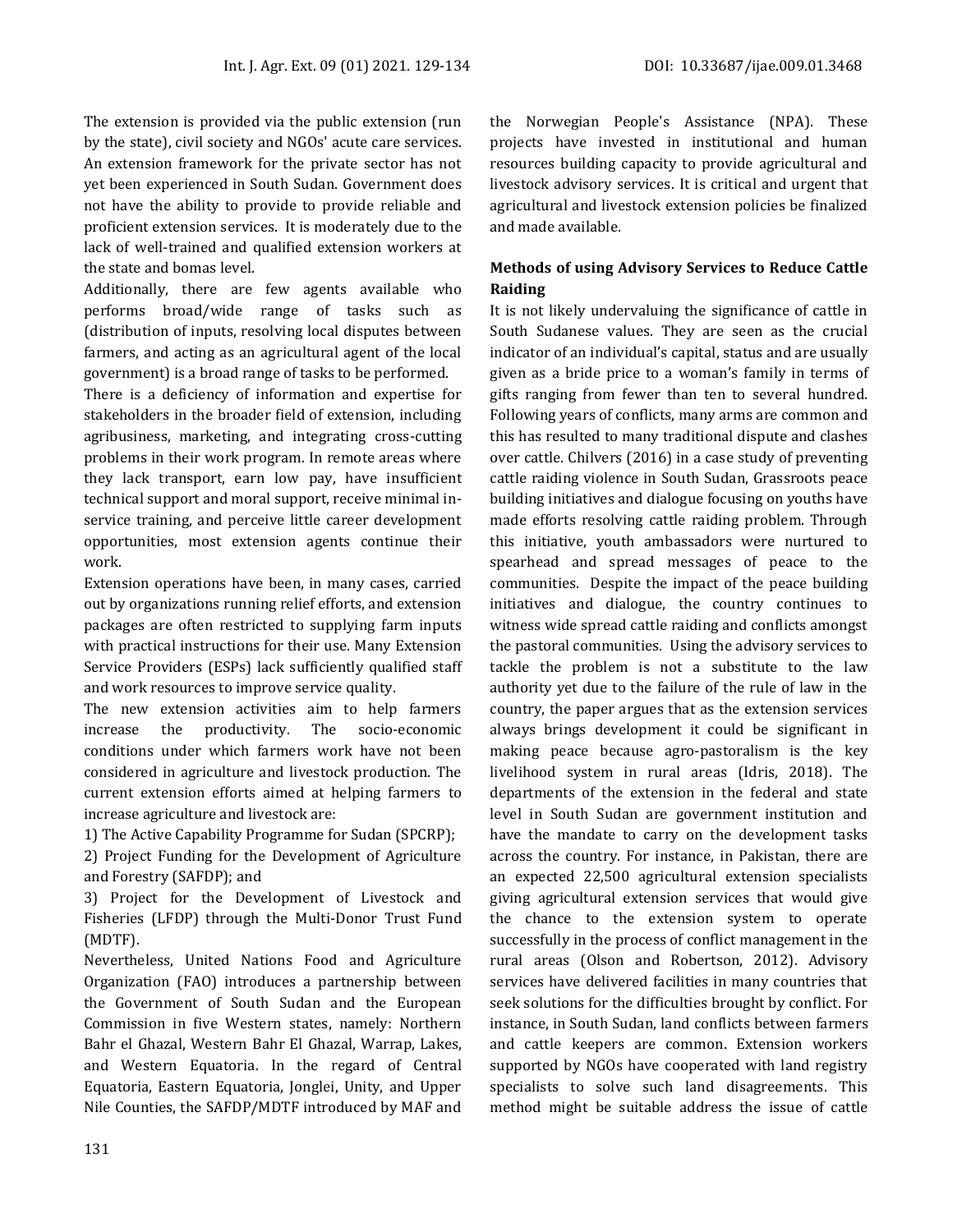The extension is provided via the public extension (run by the state), civil society and NGOs' acute care services. An extension framework for the private sector has not yet been experienced in South Sudan. Government does not have the ability to provide to provide reliable and proficient extension services. It is moderately due to the lack of well-trained and qualified extension workers at the state and bomas level.

Additionally, there are few agents available who performs broad/wide range of tasks such as (distribution of inputs, resolving local disputes between farmers, and acting as an agricultural agent of the local government) is a broad range of tasks to be performed.

There is a deficiency of information and expertise for stakeholders in the broader field of extension, including agribusiness, marketing, and integrating cross-cutting problems in their work program. In remote areas where they lack transport, earn low pay, have insufficient technical support and moral support, receive minimal in-service training, and perceive little career development opportunities, most extension agents continue their work.

Extension operations have been, in many cases, carried out by organizations running relief efforts, and extension packages are often restricted to supplying farm inputs with practical instructions for their use. Many Extension Service Providers (ESPs) lack sufficiently qualified staff and work resources to improve service quality.

The new extension activities aim to help farmers increase the productivity. The socio-economic conditions under which farmers work have not been considered in agriculture and livestock production. The current extension efforts aimed at helping farmers to increase agriculture and livestock are:

1) The Active Capability Programme for Sudan (SPCRP);

2) Project Funding for the Development of Agriculture and Forestry (SAFDP); and

3) Project for the Development of Livestock and Fisheries (LFDP) through the Multi-Donor Trust Fund (MDTF).

Nevertheless, United Nations Food and Agriculture Organization (FAO) introduces a partnership between the Government of South Sudan and the European Commission in five Western states, namely: Northern Bahr el Ghazal, Western Bahr El Ghazal, Warrap, Lakes, and Western Equatoria. In the regard of Central Equatoria, Eastern Equatoria, Jonglei, Unity, and Upper Nile Counties, the SAFDP/MDTF introduced by MAF and the Norwegian People's Assistance (NPA). These projects have invested in institutional and human resources building capacity to provide agricultural and livestock advisory services. It is critical and urgent that agricultural and livestock extension policies be finalized and made available.

### Methods of using Advisory Services to Reduce Cattle Raiding

It is not likely undervaluing the significance of cattle in South Sudanese values. They are seen as the crucial indicator of an individual's capital, status and are usually given as a bride price to a woman's family in terms of gifts ranging from fewer than ten to several hundred. Following years of conflicts, many arms are common and this has resulted to many traditional dispute and clashes over cattle. Chilvers (2016) in a case study of preventing cattle raiding violence in South Sudan, Grassroots peace building initiatives and dialogue focusing on youths have made efforts resolving cattle raiding problem. Through this initiative, youth ambassadors were nurtured to spearhead and spread messages of peace to the communities. Despite the impact of the peace building initiatives and dialogue, the country continues to witness wide spread cattle raiding and conflicts amongst the pastoral communities. Using the advisory services to tackle the problem is not a substitute to the law authority yet due to the failure of the rule of law in the country, the paper argues that as the extension services always brings development it could be significant in making peace because agro-pastoralism is the key livelihood system in rural areas (Idris, 2018). The departments of the extension in the federal and state level in South Sudan are government institution and have the mandate to carry on the development tasks across the country. For instance, in Pakistan, there are an expected 22,500 agricultural extension specialists giving agricultural extension services that would give the chance to the extension system to operate successfully in the process of conflict management in the rural areas (Olson and Robertson, 2012). Advisory services have delivered facilities in many countries that seek solutions for the difficulties brought by conflict. For instance, in South Sudan, land conflicts between farmers and cattle keepers are common. Extension workers supported by NGOs have cooperated with land registry specialists to solve such land disagreements. This method might be suitable address the issue of cattle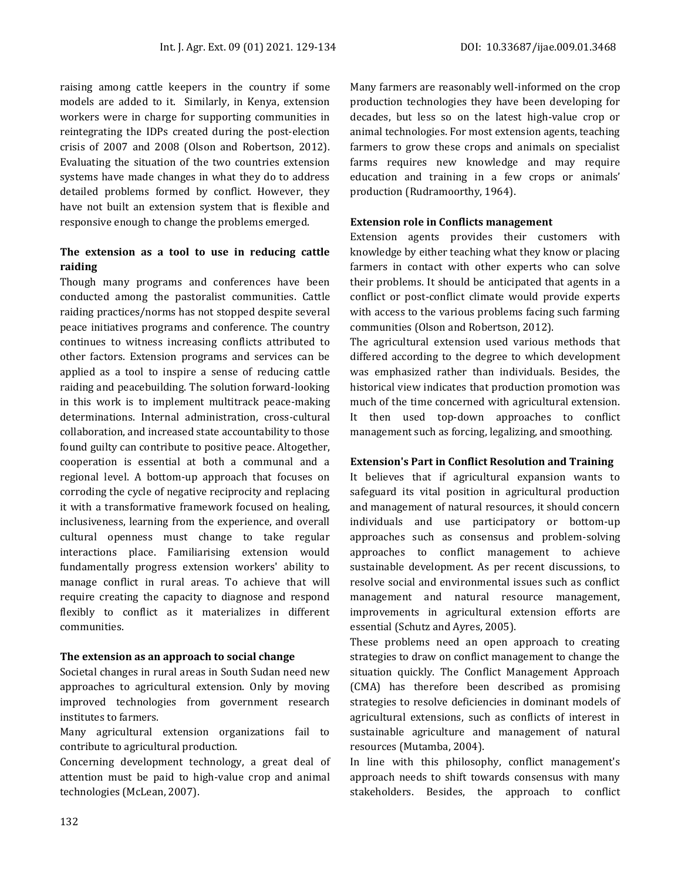raising among cattle keepers in the country if some models are added to it. Similarly, in Kenya, extension workers were in charge for supporting communities in reintegrating the IDPs created during the post-election crisis of 2007 and 2008 (Olson and Robertson, 2012). Evaluating the situation of the two countries extension systems have made changes in what they do to address detailed problems formed by conflict. However, they have not built an extension system that is flexible and responsive enough to change the problems emerged.

### The extension as a tool to use in reducing cattle raiding

Though many programs and conferences have been conducted among the pastoralist communities. Cattle raiding practices/norms has not stopped despite several peace initiatives programs and conference. The country continues to witness increasing conflicts attributed to other factors. Extension programs and services can be applied as a tool to inspire a sense of reducing cattle raiding and peacebuilding. The solution forward-looking in this work is to implement multitrack peace-making determinations. Internal administration, cross-cultural collaboration, and increased state accountability to those found guilty can contribute to positive peace. Altogether, cooperation is essential at both a communal and a regional level. A bottom-up approach that focuses on corroding the cycle of negative reciprocity and replacing it with a transformative framework focused on healing, inclusiveness, learning from the experience, and overall cultural openness must change to take regular interactions place. Familiarising extension would fundamentally progress extension workers' ability to manage conflict in rural areas. To achieve that will require creating the capacity to diagnose and respond flexibly to conflict as it materializes in different communities.

### The extension as an approach to social change

Societal changes in rural areas in South Sudan need new approaches to agricultural extension. Only by moving improved technologies from government research institutes to farmers.

Many agricultural extension organizations fail to contribute to agricultural production.

Concerning development technology, a great deal of attention must be paid to high-value crop and animal technologies (McLean, 2007).

Many farmers are reasonably well-informed on the crop production technologies they have been developing for decades, but less so on the latest high-value crop or animal technologies. For most extension agents, teaching farmers to grow these crops and animals on specialist farms requires new knowledge and may require education and training in a few crops or animals' production (Rudramoorthy, 1964).

### Extension role in Conflicts management

Extension agents provides their customers with knowledge by either teaching what they know or placing farmers in contact with other experts who can solve their problems. It should be anticipated that agents in a conflict or post-conflict climate would provide experts with access to the various problems facing such farming communities (Olson and Robertson, 2012).

The agricultural extension used various methods that differed according to the degree to which development was emphasized rather than individuals. Besides, the historical view indicates that production promotion was much of the time concerned with agricultural extension. It then used top-down approaches to conflict management such as forcing, legalizing, and smoothing.

### Extension's Part in Conflict Resolution and Training

It believes that if agricultural expansion wants to safeguard its vital position in agricultural production and management of natural resources, it should concern individuals and use participatory or bottom-up approaches such as consensus and problem-solving approaches to conflict management to achieve sustainable development. As per recent discussions, to resolve social and environmental issues such as conflict management and natural resource management, improvements in agricultural extension efforts are essential (Schutz and Ayres, 2005).

These problems need an open approach to creating strategies to draw on conflict management to change the situation quickly. The Conflict Management Approach (CMA) has therefore been described as promising strategies to resolve deficiencies in dominant models of agricultural extensions, such as conflicts of interest in sustainable agriculture and management of natural resources (Mutamba, 2004).

In line with this philosophy, conflict management's approach needs to shift towards consensus with many stakeholders. Besides, the approach to conflict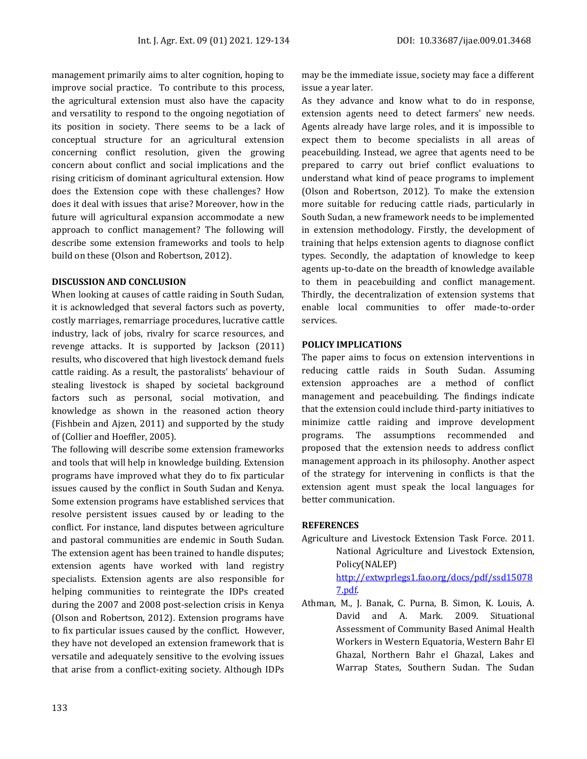management primarily aims to alter cognition, hoping to improve social practice. To contribute to this process, the agricultural extension must also have the capacity and versatility to respond to the ongoing negotiation of its position in society. There seems to be a lack of conceptual structure for an agricultural extension concerning conflict resolution, given the growing concern about conflict and social implications and the rising criticism of dominant agricultural extension. How does the Extension cope with these challenges? How does it deal with issues that arise? Moreover, how in the future will agricultural expansion accommodate a new approach to conflict management? The following will describe some extension frameworks and tools to help build on these (Olson and Robertson, 2012).

## DISCUSSION AND CONCLUSION

When looking at causes of cattle raiding in South Sudan, it is acknowledged that several factors such as poverty, costly marriages, remarriage procedures, lucrative cattle industry, lack of jobs, rivalry for scarce resources, and revenge attacks. It is supported by Jackson (2011) results, who discovered that high livestock demand fuels cattle raiding. As a result, the pastoralists' behaviour of stealing livestock is shaped by societal background factors such as personal, social motivation, and knowledge as shown in the reasoned action theory (Fishbein and Ajzen, 2011) and supported by the study of (Collier and Hoeffler, 2005).

The following will describe some extension frameworks and tools that will help in knowledge building. Extension programs have improved what they do to fix particular issues caused by the conflict in South Sudan and Kenya. Some extension programs have established services that resolve persistent issues caused by or leading to the conflict. For instance, land disputes between agriculture and pastoral communities are endemic in South Sudan. The extension agent has been trained to handle disputes; extension agents have worked with land registry specialists. Extension agents are also responsible for helping communities to reintegrate the IDPs created during the 2007 and 2008 post-selection crisis in Kenya (Olson and Robertson, 2012). Extension programs have to fix particular issues caused by the conflict. However, they have not developed an extension framework that is versatile and adequately sensitive to the evolving issues that arise from a conflict-exiting society. Although IDPs may be the immediate issue, society may face a different issue a year later.

As they advance and know what to do in response, extension agents need to detect farmers' new needs. Agents already have large roles, and it is impossible to expect them to become specialists in all areas of peacebuilding. Instead, we agree that agents need to be prepared to carry out brief conflict evaluations to understand what kind of peace programs to implement (Olson and Robertson, 2012). To make the extension more suitable for reducing cattle riads, particularly in South Sudan, a new framework needs to be implemented in extension methodology. Firstly, the development of training that helps extension agents to diagnose conflict types. Secondly, the adaptation of knowledge to keep agents up-to-date on the breadth of knowledge available to them in peacebuilding and conflict management. Thirdly, the decentralization of extension systems that enable local communities to offer made-to-order services.

## POLICY IMPLICATIONS

The paper aims to focus on extension interventions in reducing cattle raids in South Sudan. Assuming extension approaches are a method of conflict management and peacebuilding. The findings indicate that the extension could include third-party initiatives to minimize cattle raiding and improve development programs. The assumptions recommended and proposed that the extension needs to address conflict management approach in its philosophy. Another aspect of the strategy for intervening in conflicts is that the extension agent must speak the local languages for better communication.

## REFERENCES

Agriculture and Livestock Extension Task Force. 2011. National Agriculture and Livestock Extension, Policy(NALEP) http://extwprlegs1.fao.org/docs/pdf/ssd150787.pdf.

Athman, M., J. Banak, C. Purna, B. Simon, K. Louis, A. David and A. Mark. 2009. Situational Assessment of Community Based Animal Health Workers in Western Equatoria, Western Bahr El Ghazal, Northern Bahr el Ghazal, Lakes and Warrap States, Southern Sudan. The Sudan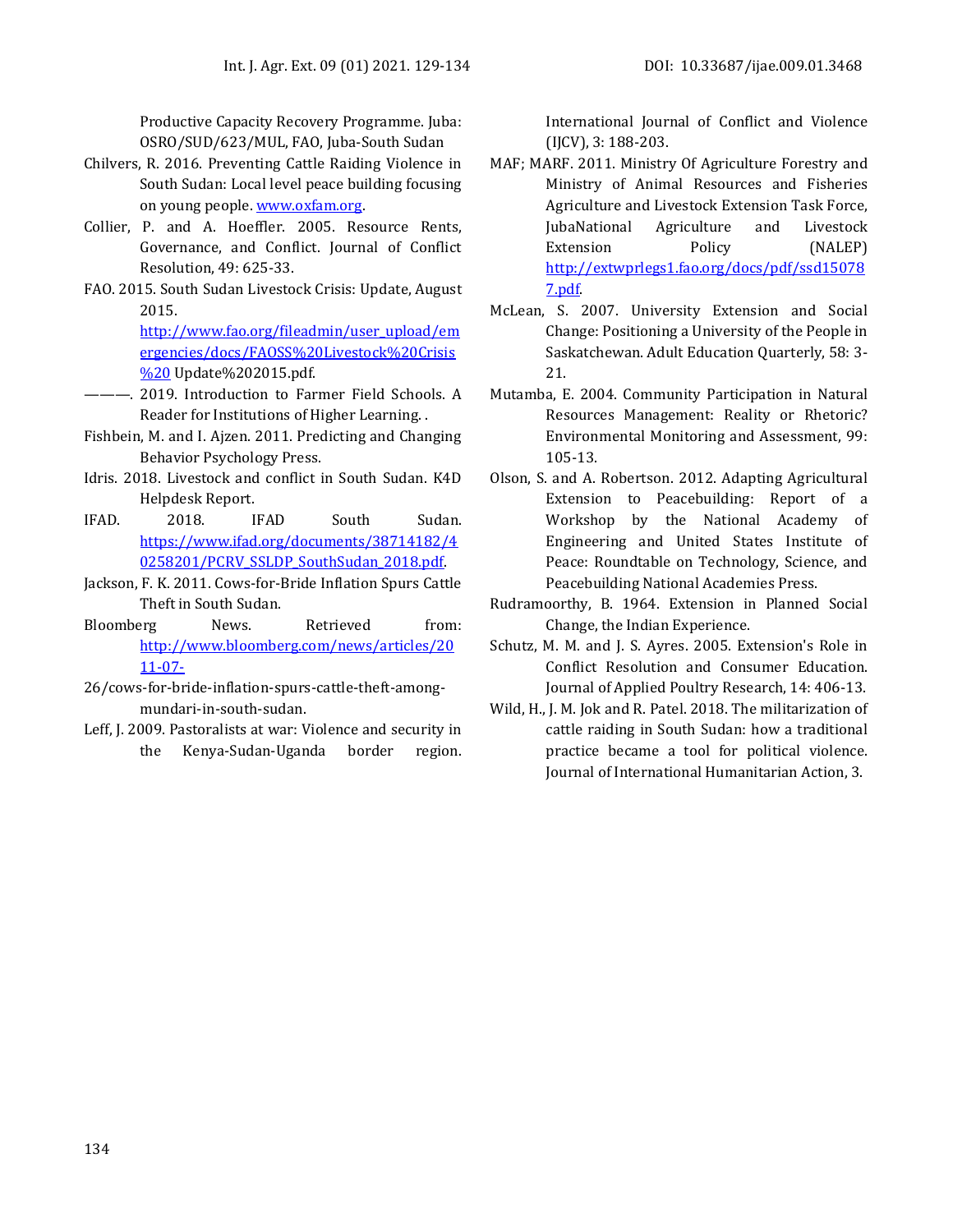Productive Capacity Recovery Programme. Juba: OSRO/SUD/623/MUL, FAO, Juba-South Sudan

Chilvers, R. 2016. Preventing Cattle Raiding Violence in South Sudan: Local level peace building focusing on young people. www.oxfam.org.

Collier, P. and A. Hoeffler. 2005. Resource Rents, Governance, and Conflict. Journal of Conflict Resolution, 49: 625-33.

FAO. 2015. South Sudan Livestock Crisis: Update, August 2015. http://www.fao.org/fileadmin/user_upload/emergencies/docs/FAOSS%20Livestock%20Crisis%20 Update%202015.pdf.

———. 2019. Introduction to Farmer Field Schools. A Reader for Institutions of Higher Learning. .

Fishbein, M. and I. Ajzen. 2011. Predicting and Changing Behavior Psychology Press.

Idris. 2018. Livestock and conflict in South Sudan. K4D Helpdesk Report.

IFAD. 2018. IFAD South Sudan. https://www.ifad.org/documents/38714182/40258201/PCRV_SSLDP_SouthSudan_2018.pdf.

Jackson, F. K. 2011. Cows-for-Bride Inflation Spurs Cattle Theft in South Sudan.

Bloomberg News. Retrieved from: http://www.bloomberg.com/news/articles/2011-07-26/cows-for-bride-inflation-spurs-cattle-theft-among-mundari-in-south-sudan.

Leff, J. 2009. Pastoralists at war: Violence and security in the Kenya-Sudan-Uganda border region. International Journal of Conflict and Violence (IJCV), 3: 188-203.

MAF; MARF. 2011. Ministry Of Agriculture Forestry and Ministry of Animal Resources and Fisheries Agriculture and Livestock Extension Task Force, JubaNational Agriculture and Livestock Extension Policy (NALEP) http://extwprlegs1.fao.org/docs/pdf/ssd150787.pdf.

McLean, S. 2007. University Extension and Social Change: Positioning a University of the People in Saskatchewan. Adult Education Quarterly, 58: 3-21.

Mutamba, E. 2004. Community Participation in Natural Resources Management: Reality or Rhetoric? Environmental Monitoring and Assessment, 99: 105-13.

Olson, S. and A. Robertson. 2012. Adapting Agricultural Extension to Peacebuilding: Report of a Workshop by the National Academy of Engineering and United States Institute of Peace: Roundtable on Technology, Science, and Peacebuilding National Academies Press.

Rudramoorthy, B. 1964. Extension in Planned Social Change, the Indian Experience.

Schutz, M. M. and J. S. Ayres. 2005. Extension's Role in Conflict Resolution and Consumer Education. Journal of Applied Poultry Research, 14: 406-13.

Wild, H., J. M. Jok and R. Patel. 2018. The militarization of cattle raiding in South Sudan: how a traditional practice became a tool for political violence. Journal of International Humanitarian Action, 3.